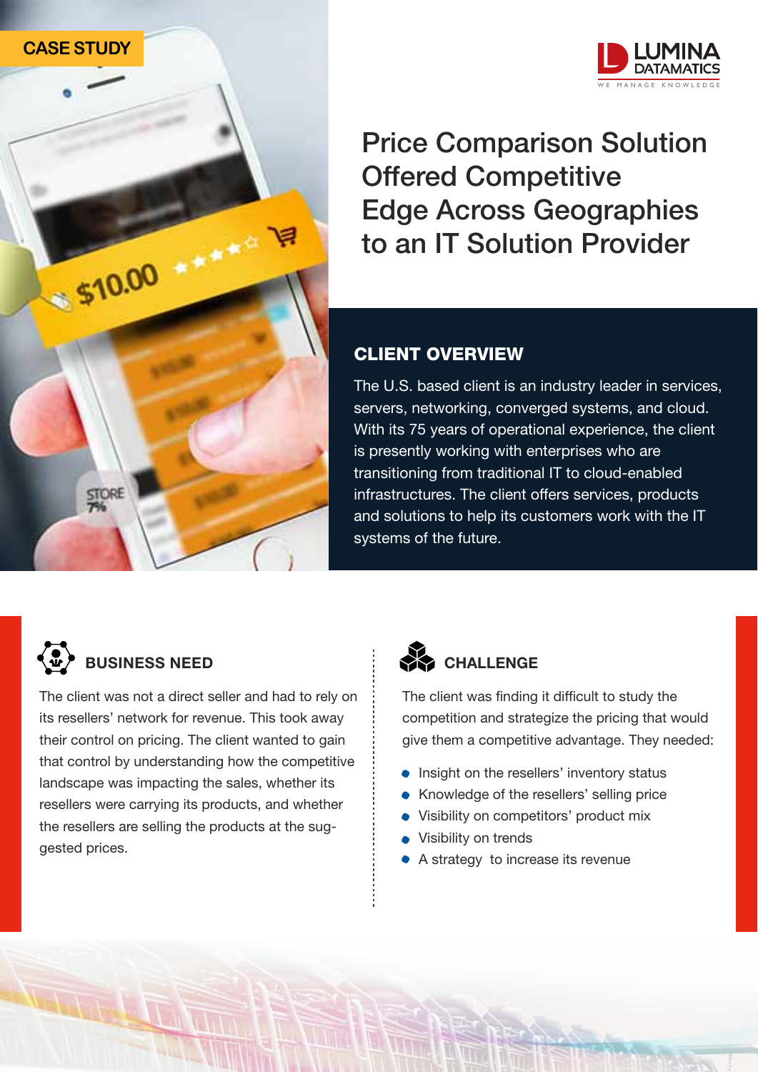CASE STUDY

LUMINA DATAMATICS
WE MANAGE KNOWLEDGE

# Price Comparison Solution Offered Competitive Edge Across Geographies to an IT Solution Provider

## CLIENT OVERVIEW

The U.S. based client is an industry leader in services, servers, networking, converged systems, and cloud. With its 75 years of operational experience, the client is presently working with enterprises who are transitioning from traditional IT to cloud-enabled infrastructures. The client offers services, products and solutions to help its customers work with the IT systems of the future.

## BUSINESS NEED

The client was not a direct seller and had to rely on its resellers' network for revenue. This took away their control on pricing. The client wanted to gain that control by understanding how the competitive landscape was impacting the sales, whether its resellers were carrying its products, and whether the resellers are selling the products at the suggested prices.

## CHALLENGE

The client was finding it difficult to study the competition and strategize the pricing that would give them a competitive advantage. They needed:

- Insight on the resellers' inventory status
- Knowledge of the resellers' selling price
- Visibility on competitors' product mix
- Visibility on trends
- A strategy to increase its revenue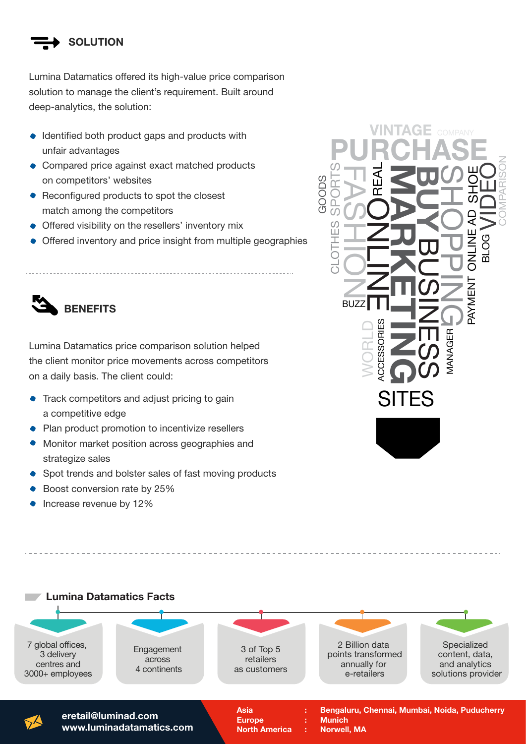## SOLUTION

Lumina Datamatics offered its high-value price comparison solution to manage the client's requirement. Built around deep-analytics, the solution:

- Identified both product gaps and products with unfair advantages
- Compared price against exact matched products on competitors' websites
- Reconfigured products to spot the closest match among the competitors
- Offered visibility on the resellers' inventory mix
- Offered inventory and price insight from multiple geographies

VINTAGE COMPANY PURCHASE GOODS CLOTHES SPORTS FASHION REAL ONLINE MARKETING BUY BUSINESS SHOPPING SHOE VIDEO COMPARISON AD ONLINE PAYMENT BLOG BUZZ WORLD ACCESSORIES MANAGER SITES

## BENEFITS

Lumina Datamatics price comparison solution helped the client monitor price movements across competitors on a daily basis. The client could:

- Track competitors and adjust pricing to gain a competitive edge
- Plan product promotion to incentivize resellers
- Monitor market position across geographies and strategize sales
- Spot trends and bolster sales of fast moving products
- Boost conversion rate by 25%
- Increase revenue by 12%

### Lumina Datamatics Facts

- 7 global offices, 3 delivery centres and 3000+ employees
- Engagement across 4 continents
- 3 of Top 5 retailers as customers
- 2 Billion data points transformed annually for e-retailers
- Specialized content, data, and analytics solutions provider

**eretail@luminad.com**
**www.luminadatamatics.com**

| | | |
|---|---|---|
| **Asia** | : | **Bengaluru, Chennai, Mumbai, Noida, Puducherry** |
| **Europe** | : | **Munich** |
| **North America** | : | **Norwell, MA** |